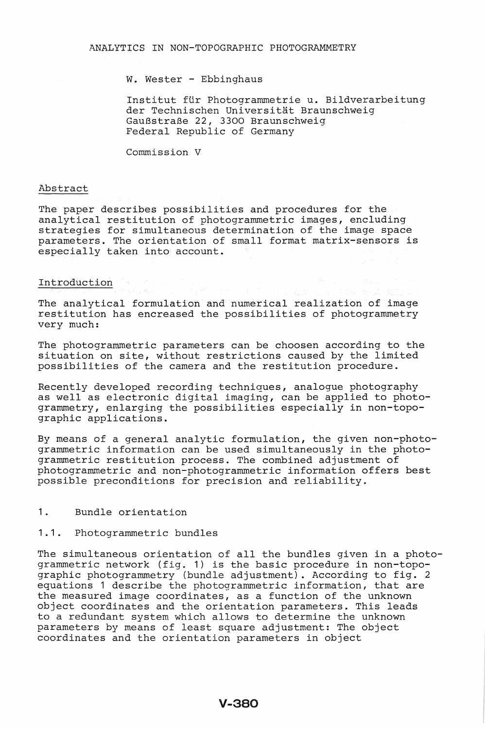# ANALYTICS IN NON-TOPOGRAPHIC PHOTOGRAMMETRY

W. Wester - Ebbinghaus

Institut für Photogrammetrie u. Bildverarbeitung
der Technischen Universität Braunschweig
Gaußstraße 22, 3300 Braunschweig
Federal Republic of Germany

Commission V

## Abstract

The paper describes possibilities and procedures for the analytical restitution of photogrammetric images, encluding strategies for simultaneous determination of the image space parameters. The orientation of small format matrix-sensors is especially taken into account.

## Introduction

The analytical formulation and numerical realization of image restitution has encreased the possibilities of photogrammetry very much:

The photogrammetric parameters can be choosen according to the situation on site, without restrictions caused by the limited possibilities of the camera and the restitution procedure.

Recently developed recording techniques, analogue photography as well as electronic digital imaging, can be applied to photogrammetry, enlarging the possibilities especially in non-topographic applications.

By means of a general analytic formulation, the given non-photogrammetric information can be used simultaneously in the photogrammetric restitution process. The combined adjustment of photogrammetric and non-photogrammetric information offers best possible preconditions for precision and reliability.

## 1. Bundle orientation

### 1.1. Photogrammetric bundles

The simultaneous orientation of all the bundles given in a photogrammetric network (fig. 1) is the basic procedure in non-topographic photogrammetry (bundle adjustment). According to fig. 2 equations 1 describe the photogrammetric information, that are the measured image coordinates, as a function of the unknown object coordinates and the orientation parameters. This leads to a redundant system which allows to determine the unknown parameters by means of least square adjustment: The object coordinates and the orientation parameters in object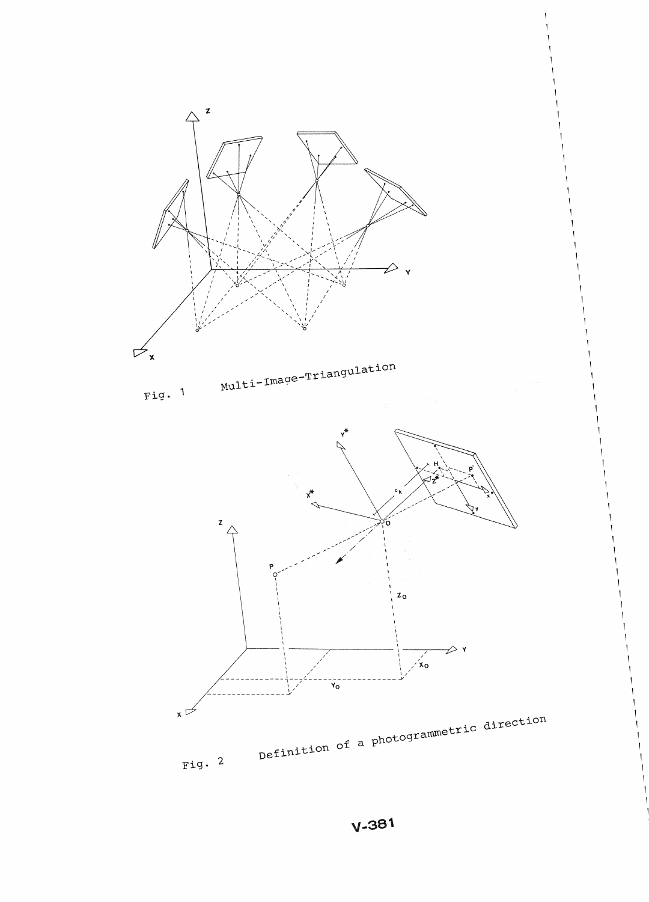Fig. 1 Multi-Image-Triangulation

Fig. 2 Definition of a photogrammetric direction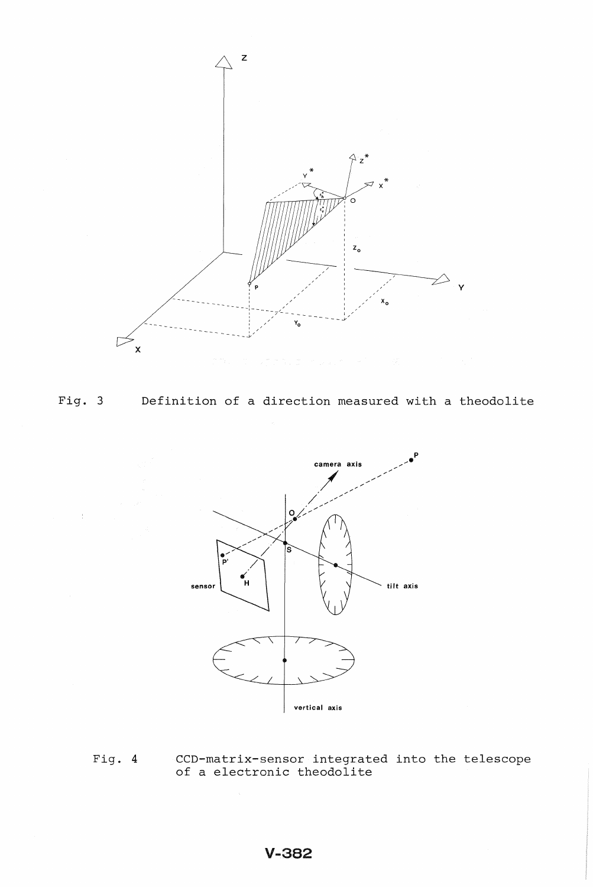Fig. 3 Definition of a direction measured with a theodolite

Fig. 4 CCD-matrix-sensor integrated into the telescope of a electronic theodolite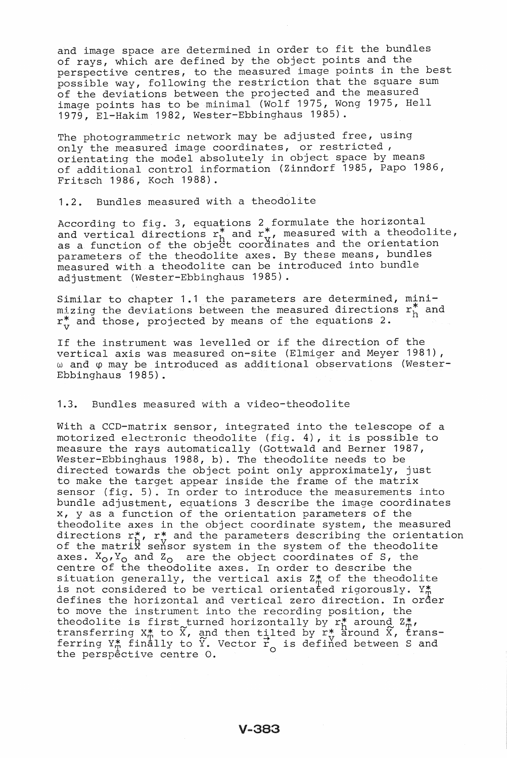and image space are determined in order to fit the bundles of rays, which are defined by the object points and the perspective centres, to the measured image points in the best possible way, following the restriction that the square sum of the deviations between the projected and the measured image points has to be minimal (Wolf 1975, Wong 1975, Hell 1979, El-Hakim 1982, Wester-Ebbinghaus 1985).

The photogrammetric network may be adjusted free, using only the measured image coordinates, or restricted, orientating the model absolutely in object space by means of additional control information (Zinndorf 1985, Papo 1986, Fritsch 1986, Koch 1988).

## 1.2. Bundles measured with a theodolite

According to fig. 3, equations 2 formulate the horizontal and vertical directions $r_h^*$ and $r_v^*$, measured with a theodolite, as a function of the object coordinates and the orientation parameters of the theodolite axes. By these means, bundles measured with a theodolite can be introduced into bundle adjustment (Wester-Ebbinghaus 1985).

Similar to chapter 1.1 the parameters are determined, minimizing the deviations between the measured directions $r_h^*$ and $r_v^*$ and those, projected by means of the equations 2.

If the instrument was levelled or if the direction of the vertical axis was measured on-site (Elmiger and Meyer 1981), $\omega$ and $\varphi$ may be introduced as additional observations (Wester-Ebbinghaus 1985).

## 1.3. Bundles measured with a video-theodolite

With a CCD-matrix sensor, integrated into the telescope of a motorized electronic theodolite (fig. 4), it is possible to measure the rays automatically (Gottwald and Berner 1987, Wester-Ebbinghaus 1988, b). The theodolite needs to be directed towards the object point only approximately, just to make the target appear inside the frame of the matrix sensor (fig. 5). In order to introduce the measurements into bundle adjustment, equations 3 describe the image coordinates x, y as a function of the orientation parameters of the theodolite axes in the object coordinate system, the measured directions $r_h^*$, $r_v^*$ and the parameters describing the orientation of the matrix sensor system in the system of the theodolite axes. $X_o$, $Y_o$ and $Z_o$ are the object coordinates of S, the centre of the theodolite axes. In order to describe the situation generally, the vertical axis $Z_T^*$ of the theodolite is not considered to be vertical orientated rigorously. $Y_T^*$ defines the horizontal and vertical zero direction. In order to move the instrument into the recording position, the theodolite is first turned horizontally by $r_h^*$ around $Z_T^*$, transferring $X_T^*$ to $\tilde{X}$, and then tilted by $r_v^*$ around $\tilde{X}$, transferring $Y_T^*$ finally to $\tilde{Y}$. Vector $\vec{r}_o$ is defined between S and the perspective centre O.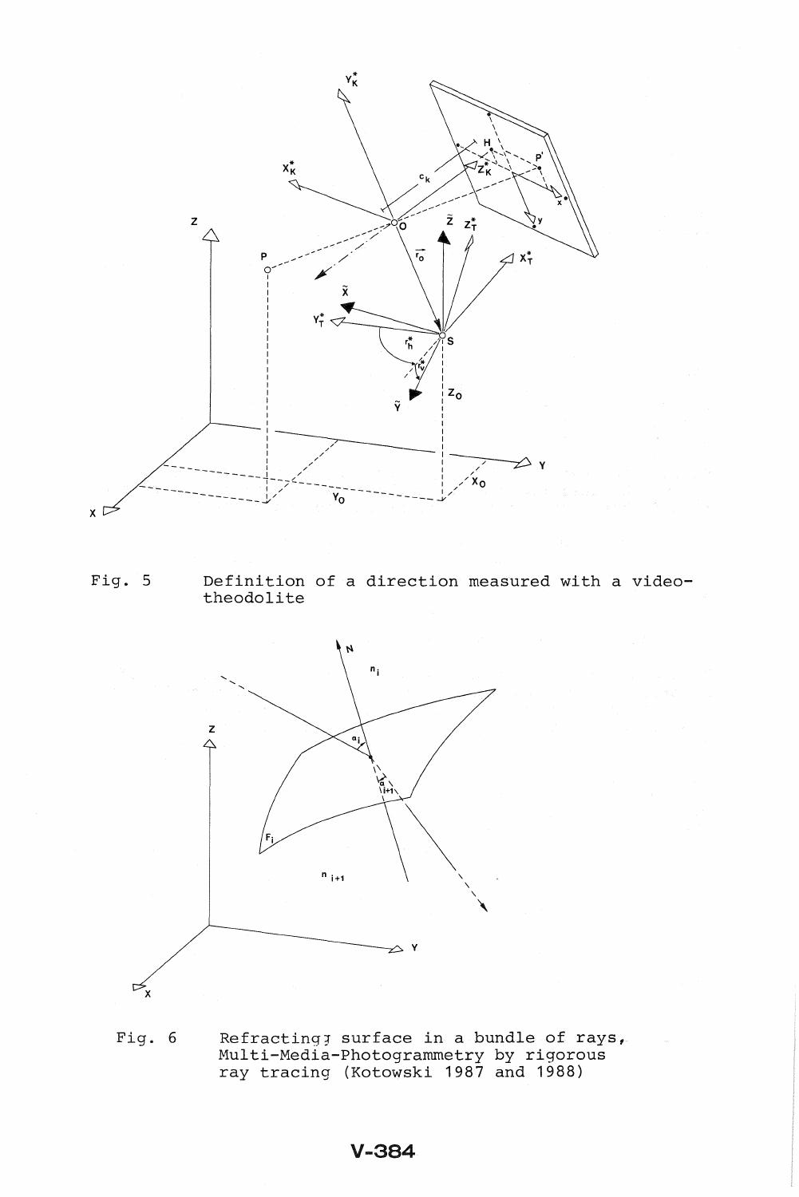Fig. 5 Definition of a direction measured with a video-theodolite

Fig. 6 Refractingj surface in a bundle of rays, Multi-Media-Photogrammetry by rigorous ray tracing (Kotowski 1987 and 1988)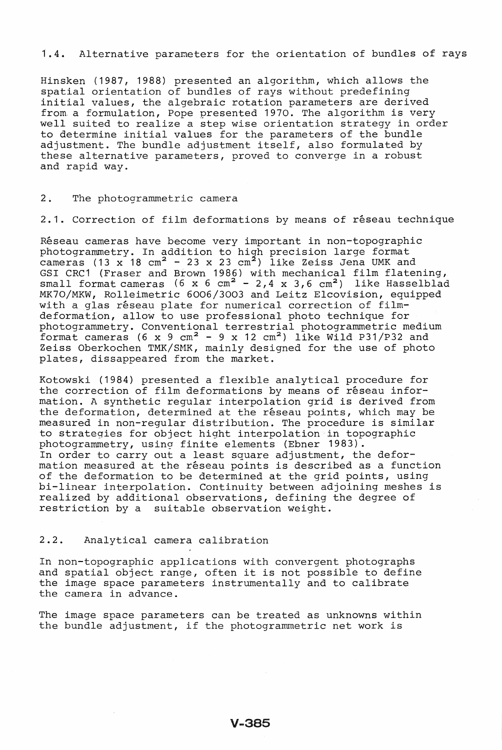### 1.4. Alternative parameters for the orientation of bundles of rays

Hinsken (1987, 1988) presented an algorithm, which allows the spatial orientation of bundles of rays without predefining initial values, the algebraic rotation parameters are derived from a formulation, Pope presented 1970. The algorithm is very well suited to realize a step wise orientation strategy in order to determine initial values for the parameters of the bundle adjustment. The bundle adjustment itself, also formulated by these alternative parameters, proved to converge in a robust and rapid way.

## 2. The photogrammetric camera

### 2.1. Correction of film deformations by means of rêseau technique

Rêseau cameras have become very important in non-topographic photogrammetry. In addition to high precision large format cameras ($13 \times 18$ cm$^2$ - $23 \times 23$ cm$^2$) like Zeiss Jena UMK and GSI CRC1 (Fraser and Brown 1986) with mechanical film flatening, small format cameras ($6 \times 6$ cm$^2$ - $2,4 \times 3,6$ cm$^2$) like Hasselblad MK70/MKW, Rolleimetric 6006/3003 and Leitz Elcovision, equipped with a glas rêseau plate for numerical correction of film-deformation, allow to use professional photo technique for photogrammetry. Conventional terrestrial photogrammetric medium format cameras ($6 \times 9$ cm$^2$ - $9 \times 12$ cm$^2$) like Wild P31/P32 and Zeiss Oberkochen TMK/SMK, mainly designed for the use of photo plates, dissappeared from the market.

Kotowski (1984) presented a flexible analytical procedure for the correction of film deformations by means of rêseau information. A synthetic regular interpolation grid is derived from the deformation, determined at the rêseau points, which may be measured in non-regular distribution. The procedure is similar to strategies for object hight interpolation in topographic photogrammetry, using finite elements (Ebner 1983).
In order to carry out a least square adjustment, the deformation measured at the rêseau points is described as a function of the deformation to be determined at the grid points, using bi-linear interpolation. Continuity between adjoining meshes is realized by additional observations, defining the degree of restriction by a suitable observation weight.

### 2.2. Analytical camera calibration

In non-topographic applications with convergent photographs and spatial object range, often it is not possible to define the image space parameters instrumentally and to calibrate the camera in advance.

The image space parameters can be treated as unknowns within the bundle adjustment, if the photogrammetric net work is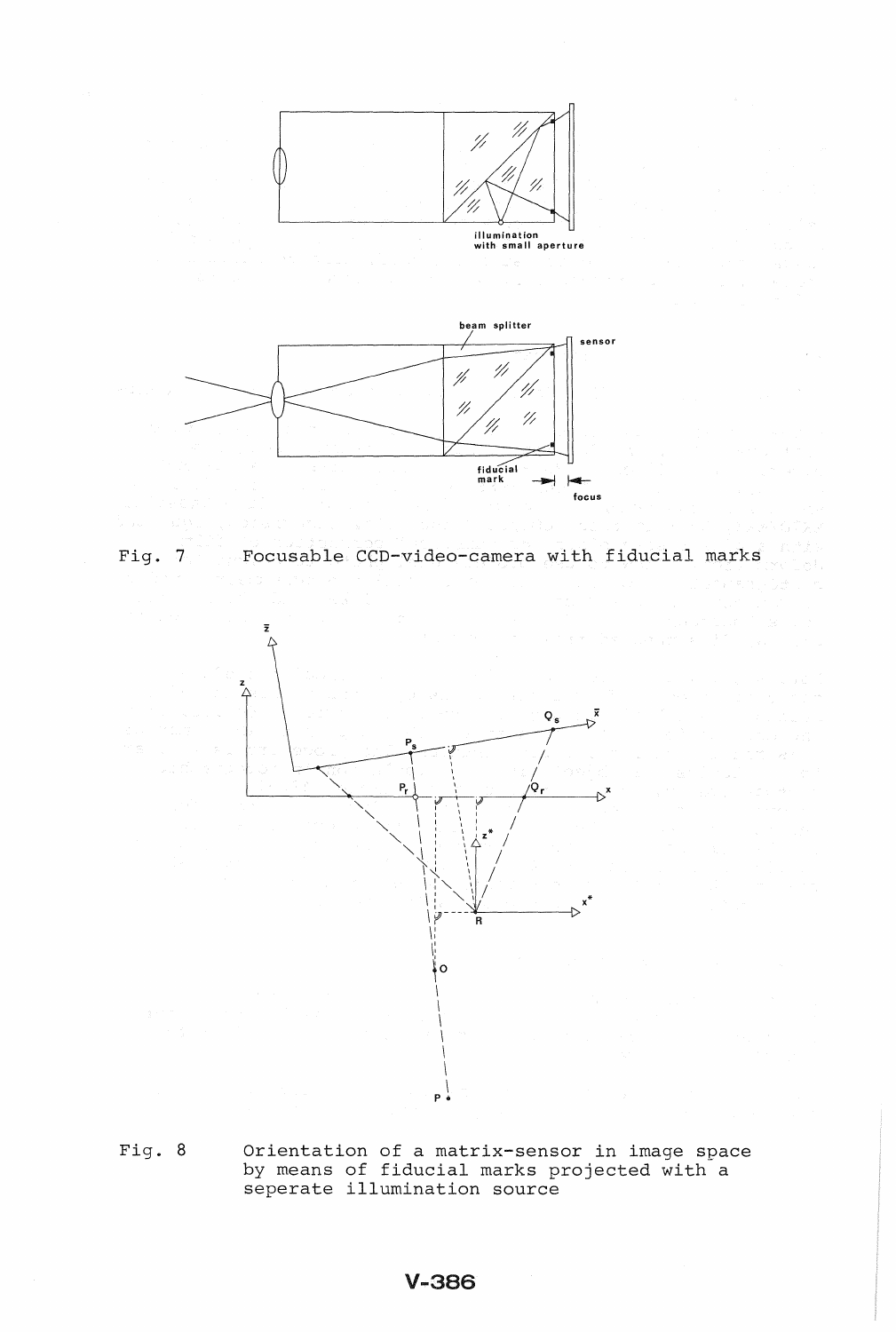Fig. 7 Focusable CCD-video-camera with fiducial marks

Fig. 8 Orientation of a matrix-sensor in image space by means of fiducial marks projected with a seperate illumination source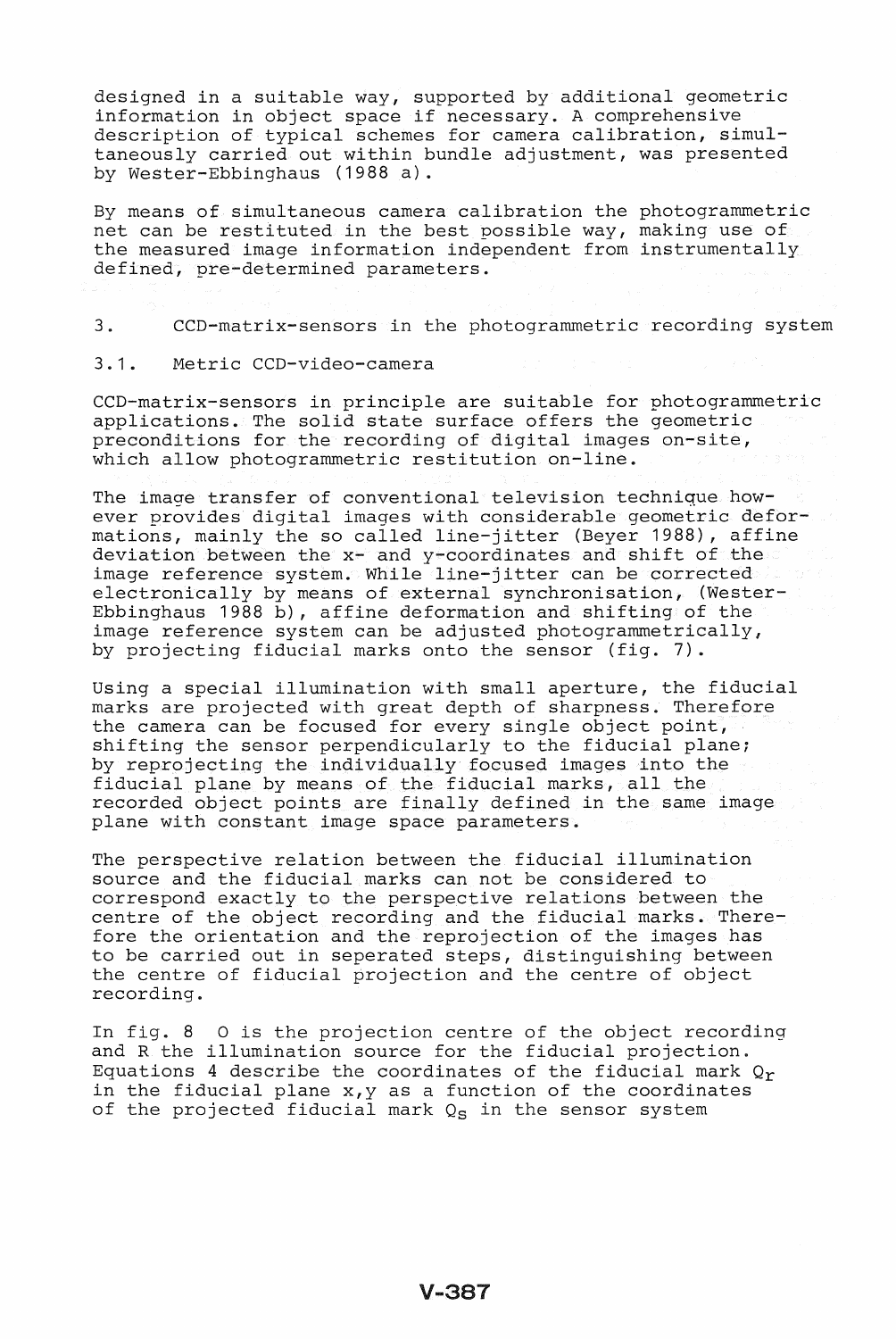designed in a suitable way, supported by additional geometric information in object space if necessary. A comprehensive description of typical schemes for camera calibration, simultaneously carried out within bundle adjustment, was presented by Wester-Ebbinghaus (1988 a).

By means of simultaneous camera calibration the photogrammetric net can be restituted in the best possible way, making use of the measured image information independent from instrumentally defined, pre-determined parameters.

## 3. CCD-matrix-sensors in the photogrammetric recording system

### 3.1. Metric CCD-video-camera

CCD-matrix-sensors in principle are suitable for photogrammetric applications. The solid state surface offers the geometric preconditions for the recording of digital images on-site, which allow photogrammetric restitution on-line.

The image transfer of conventional television technique however provides digital images with considerable geometric deformations, mainly the so called line-jitter (Beyer 1988), affine deviation between the x- and y-coordinates and shift of the image reference system. While line-jitter can be corrected electronically by means of external synchronisation, (Wester-Ebbinghaus 1988 b), affine deformation and shifting of the image reference system can be adjusted photogrammetrically, by projecting fiducial marks onto the sensor (fig. 7).

Using a special illumination with small aperture, the fiducial marks are projected with great depth of sharpness. Therefore the camera can be focused for every single object point, shifting the sensor perpendicularly to the fiducial plane; by reprojecting the individually focused images into the fiducial plane by means of the fiducial marks, all the recorded object points are finally defined in the same image plane with constant image space parameters.

The perspective relation between the fiducial illumination source and the fiducial marks can not be considered to correspond exactly to the perspective relations between the centre of the object recording and the fiducial marks. Therefore the orientation and the reprojection of the images has to be carried out in seperated steps, distinguishing between the centre of fiducial projection and the centre of object recording.

In fig. 8 O is the projection centre of the object recording and R the illumination source for the fiducial projection. Equations 4 describe the coordinates of the fiducial mark $Q_r$ in the fiducial plane x,y as a function of the coordinates of the projected fiducial mark $Q_s$ in the sensor system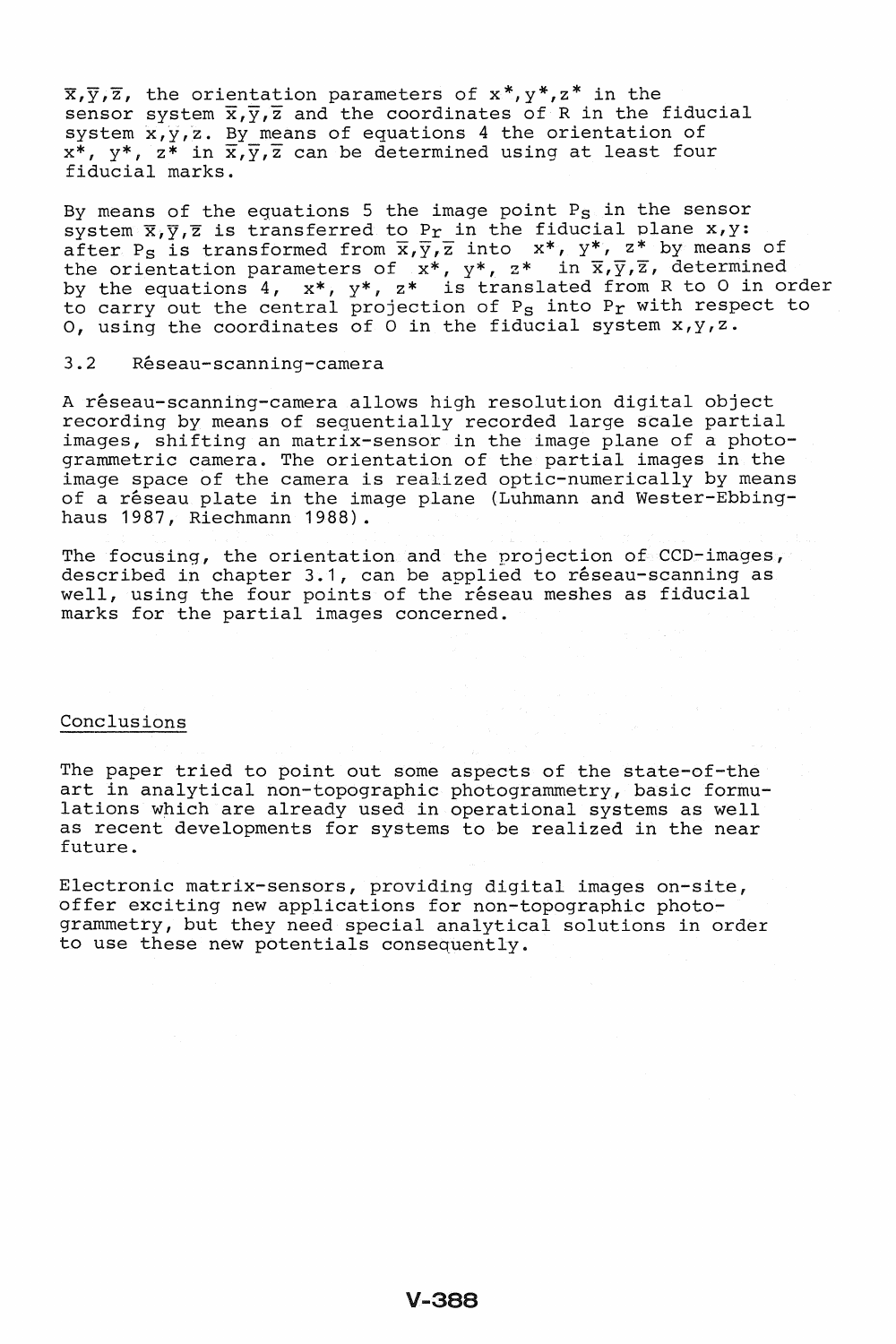$\bar{x},\bar{y},\bar{z}$, the orientation parameters of $x^*,y^*,z^*$ in the sensor system $\bar{x},\bar{y},\bar{z}$ and the coordinates of R in the fiducial system x,y,z. By means of equations 4 the orientation of $x^*$, $y^*$, $z^*$ in $\bar{x},\bar{y},\bar{z}$ can be determined using at least four fiducial marks.

By means of the equations 5 the image point $P_s$ in the sensor system $\bar{x},\bar{y},\bar{z}$ is transferred to $P_r$ in the fiducial plane x,y: after $P_s$ is transformed from $\bar{x},\bar{y},\bar{z}$ into $x^*$, $y^*$, $z^*$ by means of the orientation parameters of $x^*$, $y^*$, $z^*$ in $\bar{x},\bar{y},\bar{z}$, determined by the equations 4, $x^*$, $y^*$, $z^*$ is translated from R to O in order to carry out the central projection of $P_s$ into $P_r$ with respect to O, using the coordinates of O in the fiducial system x,y,z.

### 3.2 Rêseau-scanning-camera

A rêseau-scanning-camera allows high resolution digital object recording by means of sequentially recorded large scale partial images, shifting an matrix-sensor in the image plane of a photogrammetric camera. The orientation of the partial images in the image space of the camera is realized optic-numerically by means of a rêseau plate in the image plane (Luhmann and Wester-Ebbinghaus 1987, Riechmann 1988).

The focusing, the orientation and the projection of CCD-images, described in chapter 3.1, can be applied to réseau-scanning as well, using the four points of the réseau meshes as fiducial marks for the partial images concerned.

## Conclusions

The paper tried to point out some aspects of the state-of-the art in analytical non-topographic photogrammetry, basic formulations which are already used in operational systems as well as recent developments for systems to be realized in the near future.

Electronic matrix-sensors, providing digital images on-site, offer exciting new applications for non-topographic photogrammetry, but they need special analytical solutions in order to use these new potentials consequently.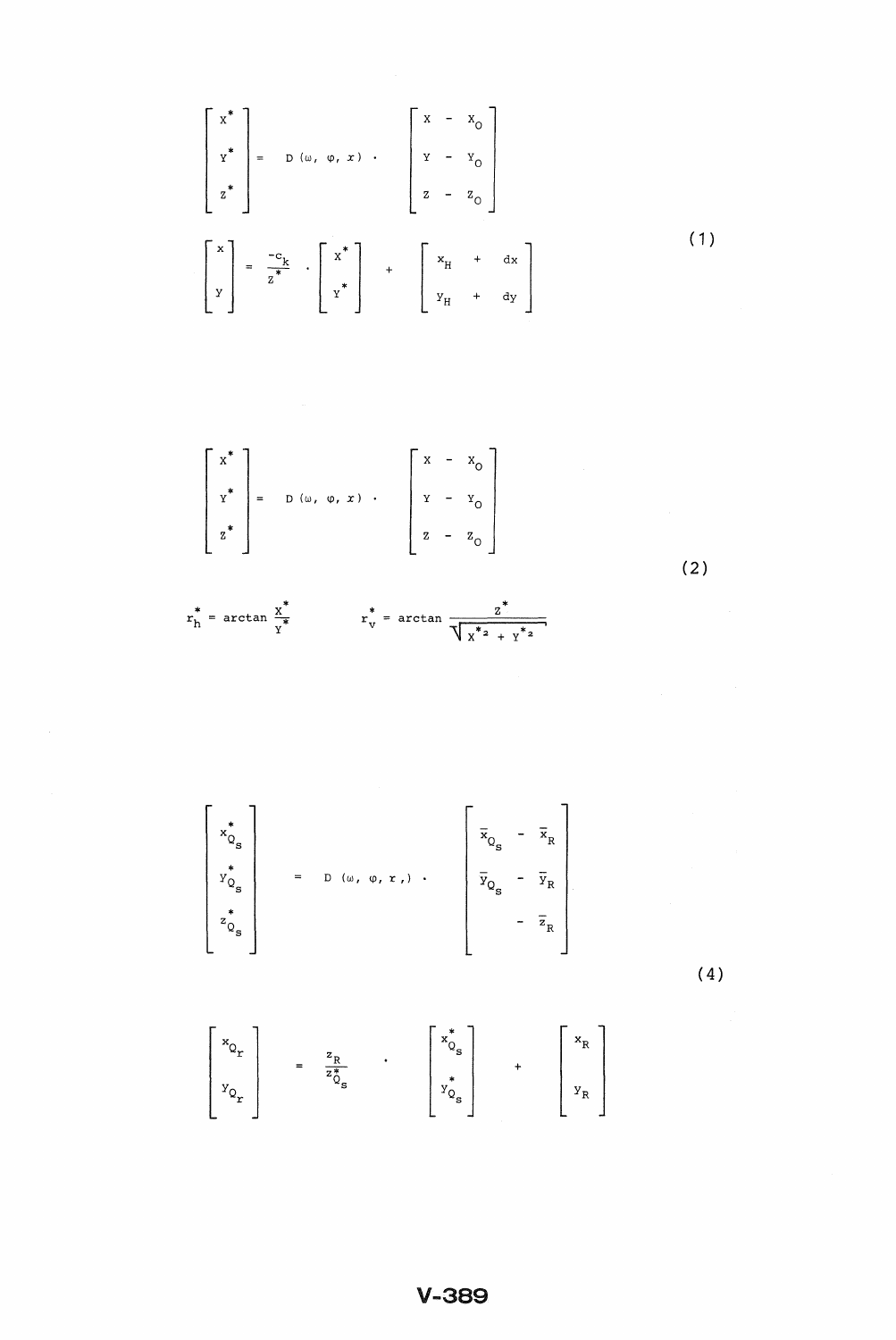$$
\begin{bmatrix} X^* \\ Y^* \\ Z^* \end{bmatrix} = D(\omega, \varphi, \varkappa) \cdot \begin{bmatrix} X - X_O \\ Y - Y_O \\ Z - Z_O \end{bmatrix}
$$

$$
\begin{bmatrix} x \\ y \end{bmatrix} = \frac{-c_k}{Z^*} \cdot \begin{bmatrix} X^* \\ Y^* \end{bmatrix} + \begin{bmatrix} x_H + dx \\ y_H + dy \end{bmatrix} \tag{1}
$$

$$
\begin{bmatrix} X^* \\ Y^* \\ Z^* \end{bmatrix} = D(\omega, \varphi, \varkappa) \cdot \begin{bmatrix} X - X_O \\ Y - Y_O \\ Z - Z_O \end{bmatrix} \tag{2}
$$

$$
r_h^* = \arctan \frac{X^*}{Y^*} \qquad r_v^* = \arctan \frac{Z^*}{\sqrt{X^{*2} + Y^{*2}}}
$$

$$
\begin{bmatrix} x^*_{Q_s} \\ y^*_{Q_s} \\ z^*_{Q_s} \end{bmatrix} = D(\omega, \varphi, \varkappa) \cdot \begin{bmatrix} \bar{x}_{Q_s} - \bar{x}_R \\ \bar{y}_{Q_s} - \bar{y}_R \\ - \bar{z}_R \end{bmatrix} \tag{4}
$$

$$
\begin{bmatrix} x_{Q_r} \\ y_{Q_r} \end{bmatrix} = \frac{z_R}{z^*_{Q_s}} \cdot \begin{bmatrix} x^*_{Q_s} \\ y^*_{Q_s} \end{bmatrix} + \begin{bmatrix} x_R \\ y_R \end{bmatrix}
$$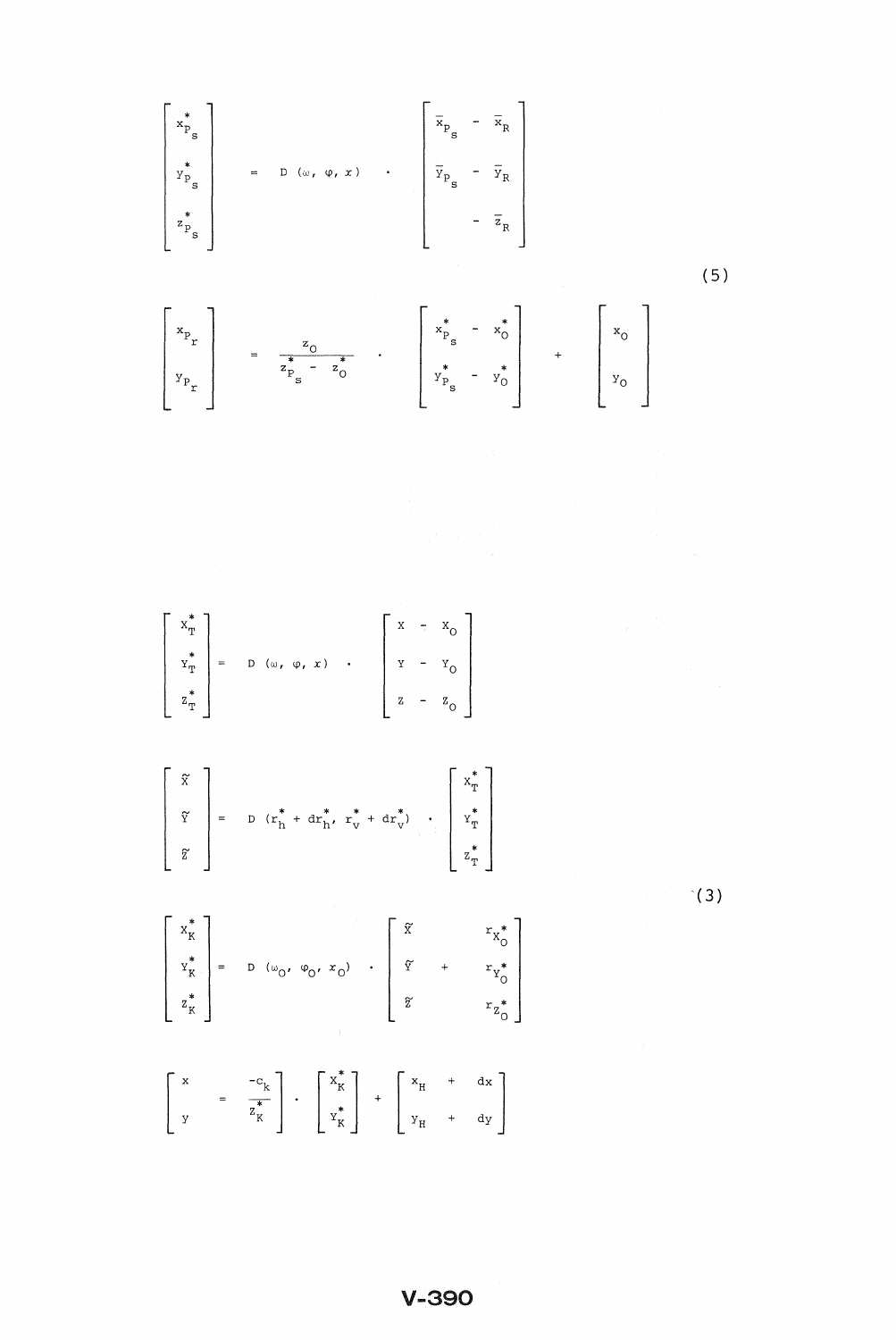$$
\begin{bmatrix} x^*_{P_s} \\ y^*_{P_s} \\ z^*_{P_s} \end{bmatrix} = D\,(\omega,\ \varphi,\ \varkappa) \cdot \begin{bmatrix} \bar{x}_{P_s} - \bar{x}_R \\ \bar{y}_{P_s} - \bar{y}_R \\ - \bar{z}_R \end{bmatrix}
$$

$$
\begin{bmatrix} x_{P_r} \\ y_{P_r} \end{bmatrix} = \frac{z_O}{z^*_{P_s} - z^*_O} \cdot \begin{bmatrix} x^*_{P_s} - x^*_O \\ y^*_{P_s} - y^*_O \end{bmatrix} + \begin{bmatrix} x_O \\ y_O \end{bmatrix} \tag{5}
$$

$$
\begin{bmatrix} X^*_T \\ Y^*_T \\ Z^*_T \end{bmatrix} = D\,(\omega,\ \varphi,\ \varkappa) \cdot \begin{bmatrix} X - X_O \\ Y - Y_O \\ Z - Z_O \end{bmatrix}
$$

$$
\begin{bmatrix} \tilde{X} \\ \tilde{Y} \\ \tilde{Z} \end{bmatrix} = D\,(r^*_h + dr^*_h,\ r^*_v + dr^*_v) \cdot \begin{bmatrix} X^*_T \\ Y^*_T \\ Z^*_T \end{bmatrix}
$$

$$
\begin{bmatrix} X^*_K \\ Y^*_K \\ Z^*_K \end{bmatrix} = D\,(\omega_O,\ \varphi_O,\ \varkappa_O) \cdot \begin{bmatrix} \tilde{X} + r_{X^*_O} \\ \tilde{Y} + r_{Y^*_O} \\ \tilde{Z} + r_{Z^*_O} \end{bmatrix} \tag{3}
$$

$$
\begin{bmatrix} x \\ y \end{bmatrix} = \begin{bmatrix} \dfrac{-c_k}{Z^*_K} \end{bmatrix} \cdot \begin{bmatrix} X^*_K \\ Y^*_K \end{bmatrix} + \begin{bmatrix} x_H + dx \\ y_H + dy \end{bmatrix}
$$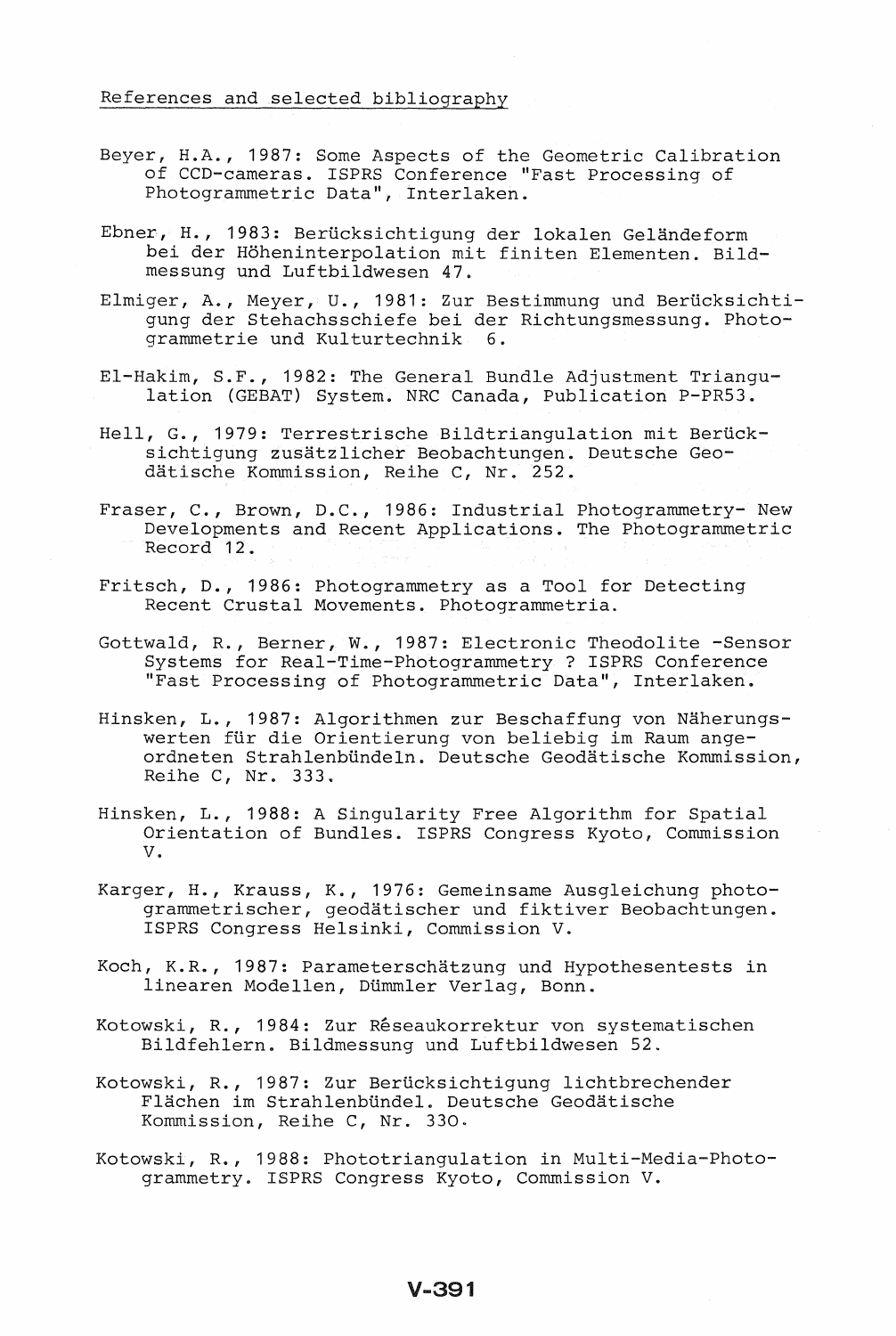References and selected bibliography

Beyer, H.A., 1987: Some Aspects of the Geometric Calibration of CCD-cameras. ISPRS Conference "Fast Processing of Photogrammetric Data", Interlaken.

Ebner, H., 1983: Berücksichtigung der lokalen Geländeform bei der Höheninterpolation mit finiten Elementen. Bildmessung und Luftbildwesen 47.

Elmiger, A., Meyer, U., 1981: Zur Bestimmung und Berücksichtigung der Stehachsschiefe bei der Richtungsmessung. Photogrammetrie und Kulturtechnik 6.

El-Hakim, S.F., 1982: The General Bundle Adjustment Triangulation (GEBAT) System. NRC Canada, Publication P-PR53.

Hell, G., 1979: Terrestrische Bildtriangulation mit Berücksichtigung zusätzlicher Beobachtungen. Deutsche Geodätische Kommission, Reihe C, Nr. 252.

Fraser, C., Brown, D.C., 1986: Industrial Photogrammetry- New Developments and Recent Applications. The Photogrammetric Record 12.

Fritsch, D., 1986: Photogrammetry as a Tool for Detecting Recent Crustal Movements. Photogrammetria.

Gottwald, R., Berner, W., 1987: Electronic Theodolite -Sensor Systems for Real-Time-Photogrammetry ? ISPRS Conference "Fast Processing of Photogrammetric Data", Interlaken.

Hinsken, L., 1987: Algorithmen zur Beschaffung von Näherungswerten für die Orientierung von beliebig im Raum angeordneten Strahlenbündeln. Deutsche Geodätische Kommission, Reihe C, Nr. 333.

Hinsken, L., 1988: A Singularity Free Algorithm for Spatial Orientation of Bundles. ISPRS Congress Kyoto, Commission V.

Karger, H., Krauss, K., 1976: Gemeinsame Ausgleichung photogrammetrischer, geodätischer und fiktiver Beobachtungen. ISPRS Congress Helsinki, Commission V.

Koch, K.R., 1987: Parameterschätzung und Hypothesentests in linearen Modellen, Dümmler Verlag, Bonn.

Kotowski, R., 1984: Zur Rêseaukorrektur von systematischen Bildfehlern. Bildmessung und Luftbildwesen 52.

Kotowski, R., 1987: Zur Berücksichtigung lichtbrechender Flächen im Strahlenbündel. Deutsche Geodätische Kommission, Reihe C, Nr. 330.

Kotowski, R., 1988: Phototriangulation in Multi-Media-Photogrammetry. ISPRS Congress Kyoto, Commission V.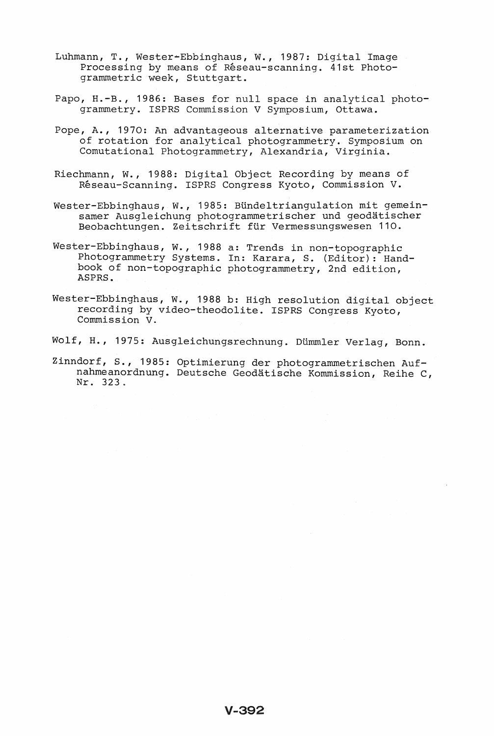Luhmann, T., Wester-Ebbinghaus, W., 1987: Digital Image Processing by means of Réseau-scanning. 41st Photogrammetric week, Stuttgart.

Papo, H.-B., 1986: Bases for null space in analytical photogrammetry. ISPRS Commission V Symposium, Ottawa.

Pope, A., 1970: An advantageous alternative parameterization of rotation for analytical photogrammetry. Symposium on Comutational Photogrammetry, Alexandria, Virginia.

Riechmann, W., 1988: Digital Object Recording by means of Réseau-Scanning. ISPRS Congress Kyoto, Commission V.

Wester-Ebbinghaus, W., 1985: Bündeltriangulation mit gemeinsamer Ausgleichung photogrammetrischer und geodätischer Beobachtungen. Zeitschrift für Vermessungswesen 110.

Wester-Ebbinghaus, W., 1988 a: Trends in non-topographic Photogrammetry Systems. In: Karara, S. (Editor): Handbook of non-topographic photogrammetry, 2nd edition, ASPRS.

Wester-Ebbinghaus, W., 1988 b: High resolution digital object recording by video-theodolite. ISPRS Congress Kyoto, Commission V.

Wolf, H., 1975: Ausgleichungsrechnung. Dümmler Verlag, Bonn.

Zinndorf, S., 1985: Optimierung der photogrammetrischen Aufnahmeanordnung. Deutsche Geodätische Kommission, Reihe C, Nr. 323.